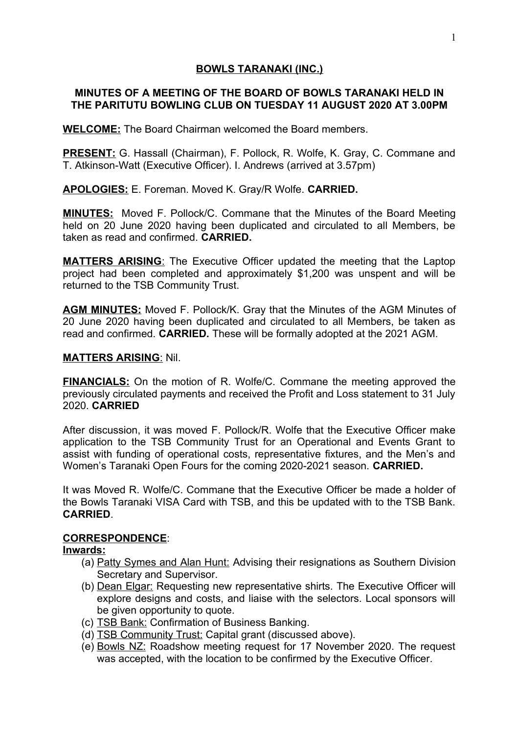# BOWLS TARANAKI (INC.)

## MINUTES OF A MEETING OF THE BOARD OF BOWLS TARANAKI HELD IN THE PARITUTU BOWLING CLUB ON TUESDAY 11 AUGUST 2020 AT 3.00PM

**WELCOME:** The Board Chairman welcomed the Board members.

**PRESENT:** G. Hassall (Chairman), F. Pollock, R. Wolfe, K. Gray, C. Commane and T. Atkinson-Watt (Executive Officer). I. Andrews (arrived at 3.57pm)

**APOLOGIES:** E. Foreman. Moved K. Gray/R Wolfe. **CARRIED.**

**MINUTES:** Moved F. Pollock/C. Commane that the Minutes of the Board Meeting held on 20 June 2020 having been duplicated and circulated to all Members, be taken as read and confirmed. **CARRIED.**

**MATTERS ARISING**: The Executive Officer updated the meeting that the Laptop project had been completed and approximately $1,200 was unspent and will be returned to the TSB Community Trust.

**AGM MINUTES:** Moved F. Pollock/K. Gray that the Minutes of the AGM Minutes of 20 June 2020 having been duplicated and circulated to all Members, be taken as read and confirmed. **CARRIED.** These will be formally adopted at the 2021 AGM.

**MATTERS ARISING**: Nil.

**FINANCIALS:** On the motion of R. Wolfe/C. Commane the meeting approved the previously circulated payments and received the Profit and Loss statement to 31 July 2020. **CARRIED**

After discussion, it was moved F. Pollock/R. Wolfe that the Executive Officer make application to the TSB Community Trust for an Operational and Events Grant to assist with funding of operational costs, representative fixtures, and the Men's and Women's Taranaki Open Fours for the coming 2020-2021 season. **CARRIED.**

It was Moved R. Wolfe/C. Commane that the Executive Officer be made a holder of the Bowls Taranaki VISA Card with TSB, and this be updated with to the TSB Bank. **CARRIED**.

**CORRESPONDENCE**:

**Inwards:**

(a) Patty Symes and Alan Hunt: Advising their resignations as Southern Division Secretary and Supervisor.
(b) Dean Elgar: Requesting new representative shirts. The Executive Officer will explore designs and costs, and liaise with the selectors. Local sponsors will be given opportunity to quote.
(c) TSB Bank: Confirmation of Business Banking.
(d) TSB Community Trust: Capital grant (discussed above).
(e) Bowls NZ: Roadshow meeting request for 17 November 2020. The request was accepted, with the location to be confirmed by the Executive Officer.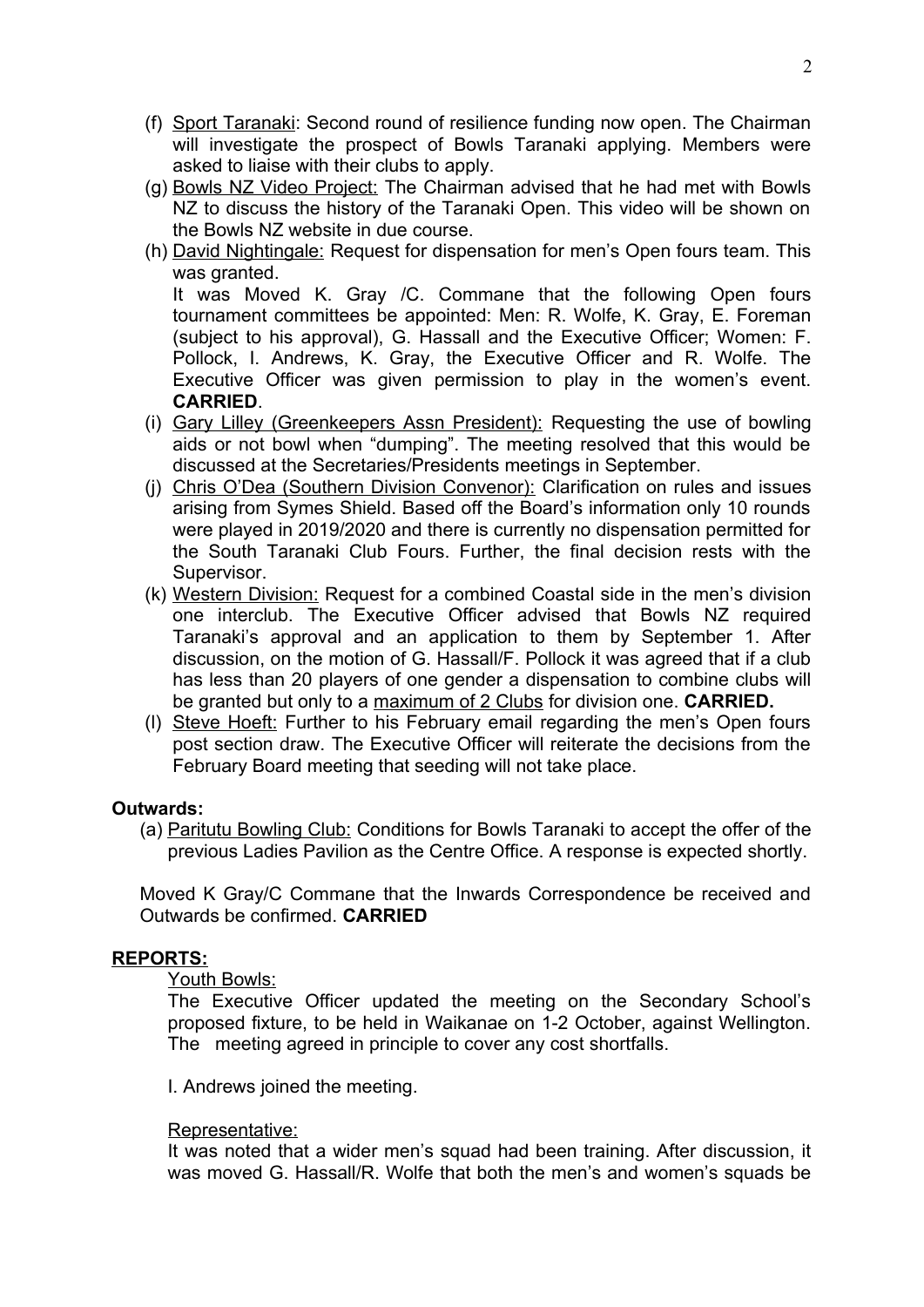(f) Sport Taranaki: Second round of resilience funding now open. The Chairman will investigate the prospect of Bowls Taranaki applying. Members were asked to liaise with their clubs to apply.

(g) Bowls NZ Video Project: The Chairman advised that he had met with Bowls NZ to discuss the history of the Taranaki Open. This video will be shown on the Bowls NZ website in due course.

(h) David Nightingale: Request for dispensation for men's Open fours team. This was granted.
It was Moved K. Gray /C. Commane that the following Open fours tournament committees be appointed: Men: R. Wolfe, K. Gray, E. Foreman (subject to his approval), G. Hassall and the Executive Officer; Women: F. Pollock, I. Andrews, K. Gray, the Executive Officer and R. Wolfe. The Executive Officer was given permission to play in the women's event. **CARRIED**.

(i) Gary Lilley (Greenkeepers Assn President): Requesting the use of bowling aids or not bowl when "dumping". The meeting resolved that this would be discussed at the Secretaries/Presidents meetings in September.

(j) Chris O'Dea (Southern Division Convenor): Clarification on rules and issues arising from Symes Shield. Based off the Board's information only 10 rounds were played in 2019/2020 and there is currently no dispensation permitted for the South Taranaki Club Fours. Further, the final decision rests with the Supervisor.

(k) Western Division: Request for a combined Coastal side in the men's division one interclub. The Executive Officer advised that Bowls NZ required Taranaki's approval and an application to them by September 1. After discussion, on the motion of G. Hassall/F. Pollock it was agreed that if a club has less than 20 players of one gender a dispensation to combine clubs will be granted but only to a maximum of 2 Clubs for division one. **CARRIED.**

(l) Steve Hoeft: Further to his February email regarding the men's Open fours post section draw. The Executive Officer will reiterate the decisions from the February Board meeting that seeding will not take place.

**Outwards:**

(a) Paritutu Bowling Club: Conditions for Bowls Taranaki to accept the offer of the previous Ladies Pavilion as the Centre Office. A response is expected shortly.

Moved K Gray/C Commane that the Inwards Correspondence be received and Outwards be confirmed. **CARRIED**

**REPORTS:**

Youth Bowls:

The Executive Officer updated the meeting on the Secondary School's proposed fixture, to be held in Waikanae on 1-2 October, against Wellington. The meeting agreed in principle to cover any cost shortfalls.

I. Andrews joined the meeting.

Representative:

It was noted that a wider men's squad had been training. After discussion, it was moved G. Hassall/R. Wolfe that both the men's and women's squads be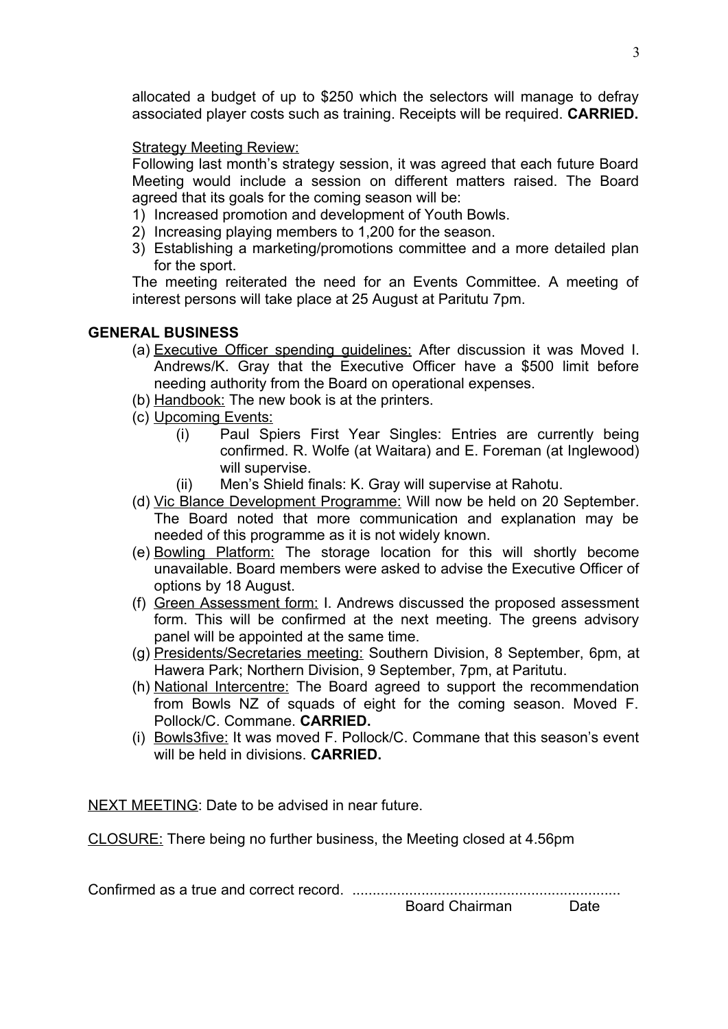allocated a budget of up to $250 which the selectors will manage to defray associated player costs such as training. Receipts will be required. **CARRIED.**

Strategy Meeting Review:

Following last month's strategy session, it was agreed that each future Board Meeting would include a session on different matters raised. The Board agreed that its goals for the coming season will be:

1) Increased promotion and development of Youth Bowls.
2) Increasing playing members to 1,200 for the season.
3) Establishing a marketing/promotions committee and a more detailed plan for the sport.

The meeting reiterated the need for an Events Committee. A meeting of interest persons will take place at 25 August at Paritutu 7pm.

**GENERAL BUSINESS**

(a) Executive Officer spending guidelines: After discussion it was Moved I. Andrews/K. Gray that the Executive Officer have a $500 limit before needing authority from the Board on operational expenses.

(b) Handbook: The new book is at the printers.

(c) Upcoming Events:

  (i) Paul Spiers First Year Singles: Entries are currently being confirmed. R. Wolfe (at Waitara) and E. Foreman (at Inglewood) will supervise.

  (ii) Men's Shield finals: K. Gray will supervise at Rahotu.

(d) Vic Blance Development Programme: Will now be held on 20 September. The Board noted that more communication and explanation may be needed of this programme as it is not widely known.

(e) Bowling Platform: The storage location for this will shortly become unavailable. Board members were asked to advise the Executive Officer of options by 18 August.

(f) Green Assessment form: I. Andrews discussed the proposed assessment form. This will be confirmed at the next meeting. The greens advisory panel will be appointed at the same time.

(g) Presidents/Secretaries meeting: Southern Division, 8 September, 6pm, at Hawera Park; Northern Division, 9 September, 7pm, at Paritutu.

(h) National Intercentre: The Board agreed to support the recommendation from Bowls NZ of squads of eight for the coming season. Moved F. Pollock/C. Commane. **CARRIED.**

(i) Bowls3five: It was moved F. Pollock/C. Commane that this season's event will be held in divisions. **CARRIED.**

NEXT MEETING: Date to be advised in near future.

CLOSURE: There being no further business, the Meeting closed at 4.56pm

Confirmed as a true and correct record. ..................................................................

Board Chairman Date